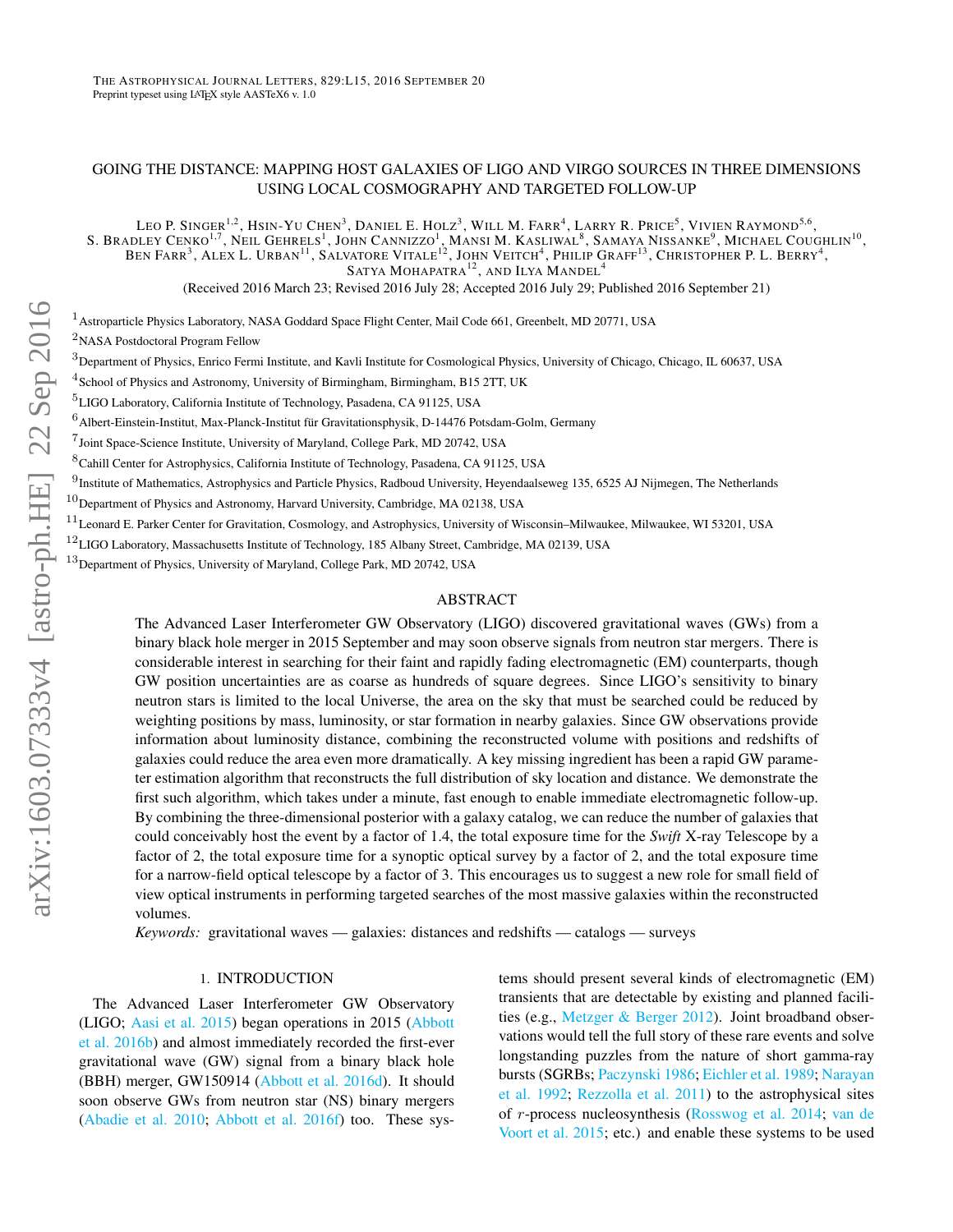# GOING THE DISTANCE: MAPPING HOST GALAXIES OF LIGO AND VIRGO SOURCES IN THREE DIMENSIONS USING LOCAL COSMOGRAPHY AND TARGETED FOLLOW-UP

LEO P. SINGER[1,2], HSIN-YU CHEN[3], DANIEL E. HOLZ[3], WILL M. FARR[4], LARRY R. PRICE[5], VIVIEN RAYMOND[5,6], S. BRADLEY CENKO[1,7], NEIL GEHRELS[1], JOHN CANNIZZO[1], MANSI M. KASLIWAL[8], SAMAYA NISSANKE[9], MICHAEL COUGHLIN[10], BEN FARR[3], ALEX L. URBAN[11], SALVATORE VITALE[12], JOHN VEITCH[4], PHILIP GRAFF[13], CHRISTOPHER P. L. BERRY[4], SATYA MOHAPATRA[12], AND ILYA MANDEL[4]

(Received 2016 March 23; Revised 2016 July 28; Accepted 2016 July 29; Published 2016 September 21)

[1]Astroparticle Physics Laboratory, NASA Goddard Space Flight Center, Mail Code 661, Greenbelt, MD 20771, USA

[2]NASA Postdoctoral Program Fellow

[3]Department of Physics, Enrico Fermi Institute, and Kavli Institute for Cosmological Physics, University of Chicago, Chicago, IL 60637, USA

[4]School of Physics and Astronomy, University of Birmingham, Birmingham, B15 2TT, UK

[5]LIGO Laboratory, California Institute of Technology, Pasadena, CA 91125, USA

[6]Albert-Einstein-Institut, Max-Planck-Institut für Gravitationsphysik, D-14476 Potsdam-Golm, Germany

[7]Joint Space-Science Institute, University of Maryland, College Park, MD 20742, USA

[8]Cahill Center for Astrophysics, California Institute of Technology, Pasadena, CA 91125, USA

[9]Institute of Mathematics, Astrophysics and Particle Physics, Radboud University, Heyendaalseweg 135, 6525 AJ Nijmegen, The Netherlands

[10]Department of Physics and Astronomy, Harvard University, Cambridge, MA 02138, USA

[11]Leonard E. Parker Center for Gravitation, Cosmology, and Astrophysics, University of Wisconsin–Milwaukee, Milwaukee, WI 53201, USA

[12]LIGO Laboratory, Massachusetts Institute of Technology, 185 Albany Street, Cambridge, MA 02139, USA

[13]Department of Physics, University of Maryland, College Park, MD 20742, USA

## ABSTRACT

The Advanced Laser Interferometer GW Observatory (LIGO) discovered gravitational waves (GWs) from a binary black hole merger in 2015 September and may soon observe signals from neutron star mergers. There is considerable interest in searching for their faint and rapidly fading electromagnetic (EM) counterparts, though GW position uncertainties are as coarse as hundreds of square degrees. Since LIGO's sensitivity to binary neutron stars is limited to the local Universe, the area on the sky that must be searched could be reduced by weighting positions by mass, luminosity, or star formation in nearby galaxies. Since GW observations provide information about luminosity distance, combining the reconstructed volume with positions and redshifts of galaxies could reduce the area even more dramatically. A key missing ingredient has been a rapid GW parameter estimation algorithm that reconstructs the full distribution of sky location and distance. We demonstrate the first such algorithm, which takes under a minute, fast enough to enable immediate electromagnetic follow-up. By combining the three-dimensional posterior with a galaxy catalog, we can reduce the number of galaxies that could conceivably host the event by a factor of 1.4, the total exposure time for the *Swift* X-ray Telescope by a factor of 2, the total exposure time for a synoptic optical survey by a factor of 2, and the total exposure time for a narrow-field optical telescope by a factor of 3. This encourages us to suggest a new role for small field of view optical instruments in performing targeted searches of the most massive galaxies within the reconstructed volumes.

*Keywords:* gravitational waves — galaxies: distances and redshifts — catalogs — surveys

## 1. INTRODUCTION

The Advanced Laser Interferometer GW Observatory (LIGO; Aasi et al. 2015) began operations in 2015 (Abbott et al. 2016b) and almost immediately recorded the first-ever gravitational wave (GW) signal from a binary black hole (BBH) merger, GW150914 (Abbott et al. 2016d). It should soon observe GWs from neutron star (NS) binary mergers (Abadie et al. 2010; Abbott et al. 2016f) too. These systems should present several kinds of electromagnetic (EM) transients that are detectable by existing and planned facilities (e.g., Metzger & Berger 2012). Joint broadband observations would tell the full story of these rare events and solve longstanding puzzles from the nature of short gamma-ray bursts (SGRBs; Paczynski 1986; Eichler et al. 1989; Narayan et al. 1992; Rezzolla et al. 2011) to the astrophysical sites of $r$-process nucleosynthesis (Rosswog et al. 2014; van de Voort et al. 2015; etc.) and enable these systems to be used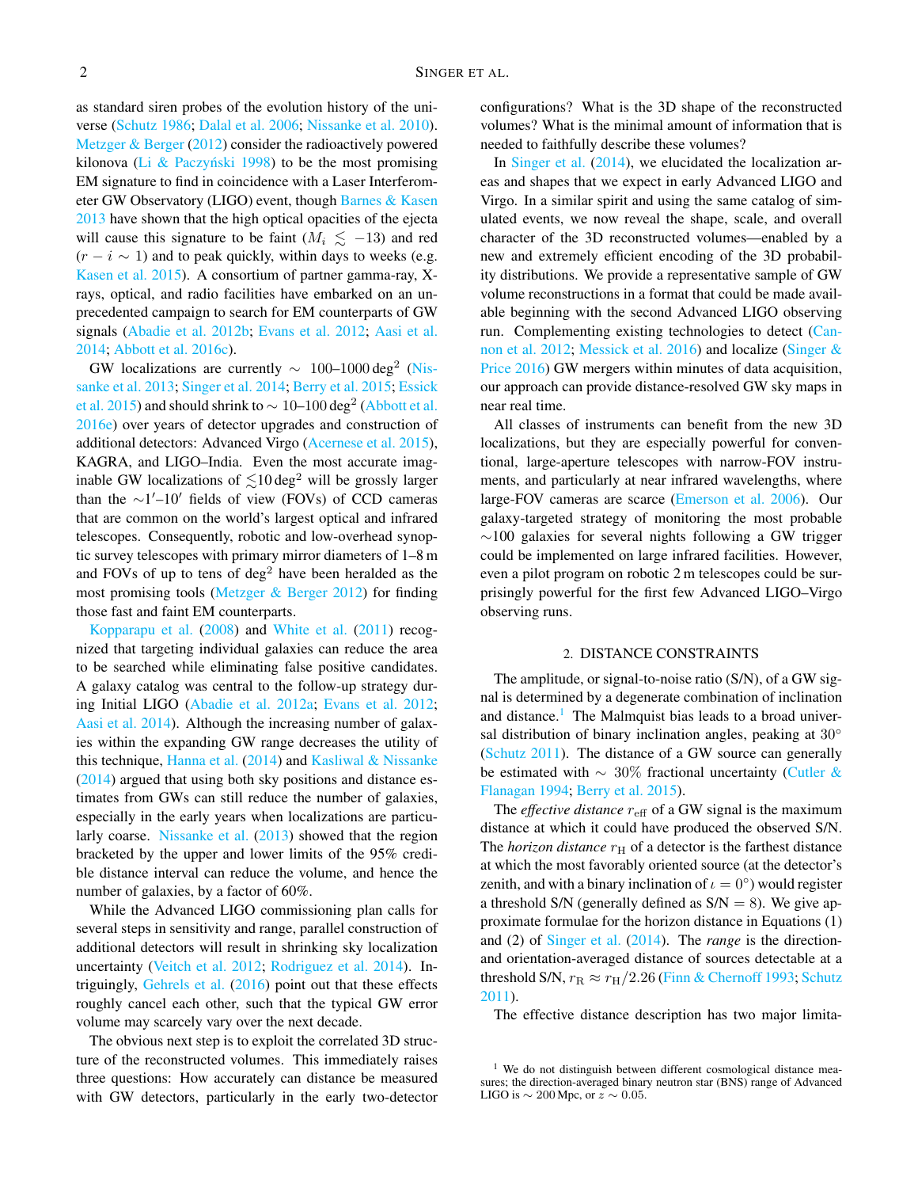as standard siren probes of the evolution history of the universe (Schutz 1986; Dalal et al. 2006; Nissanke et al. 2010). Metzger & Berger (2012) consider the radioactively powered kilonova (Li & Paczyński 1998) to be the most promising EM signature to find in coincidence with a Laser Interferometer GW Observatory (LIGO) event, though Barnes & Kasen 2013 have shown that the high optical opacities of the ejecta will cause this signature to be faint ($M_i \lesssim -13$) and red ($r - i \sim 1$) and to peak quickly, within days to weeks (e.g. Kasen et al. 2015). A consortium of partner gamma-ray, X-rays, optical, and radio facilities have embarked on an unprecedented campaign to search for EM counterparts of GW signals (Abadie et al. 2012b; Evans et al. 2012; Aasi et al. 2014; Abbott et al. 2016c).

GW localizations are currently $\sim$ 100–1000 deg$^2$ (Nissanke et al. 2013; Singer et al. 2014; Berry et al. 2015; Essick et al. 2015) and should shrink to $\sim$ 10–100 deg$^2$ (Abbott et al. 2016e) over years of detector upgrades and construction of additional detectors: Advanced Virgo (Acernese et al. 2015), KAGRA, and LIGO–India. Even the most accurate imaginable GW localizations of $\lesssim$10 deg$^2$ will be grossly larger than the $\sim$1′–10′ fields of view (FOVs) of CCD cameras that are common on the world's largest optical and infrared telescopes. Consequently, robotic and low-overhead synoptic survey telescopes with primary mirror diameters of 1–8 m and FOVs of up to tens of deg$^2$ have been heralded as the most promising tools (Metzger & Berger 2012) for finding those fast and faint EM counterparts.

Kopparapu et al. (2008) and White et al. (2011) recognized that targeting individual galaxies can reduce the area to be searched while eliminating false positive candidates. A galaxy catalog was central to the follow-up strategy during Initial LIGO (Abadie et al. 2012a; Evans et al. 2012; Aasi et al. 2014). Although the increasing number of galaxies within the expanding GW range decreases the utility of this technique, Hanna et al. (2014) and Kasliwal & Nissanke (2014) argued that using both sky positions and distance estimates from GWs can still reduce the number of galaxies, especially in the early years when localizations are particularly coarse. Nissanke et al. (2013) showed that the region bracketed by the upper and lower limits of the 95% credible distance interval can reduce the volume, and hence the number of galaxies, by a factor of 60%.

While the Advanced LIGO commissioning plan calls for several steps in sensitivity and range, parallel construction of additional detectors will result in shrinking sky localization uncertainty (Veitch et al. 2012; Rodriguez et al. 2014). Intriguingly, Gehrels et al. (2016) point out that these effects roughly cancel each other, such that the typical GW error volume may scarcely vary over the next decade.

The obvious next step is to exploit the correlated 3D structure of the reconstructed volumes. This immediately raises three questions: How accurately can distance be measured with GW detectors, particularly in the early two-detector configurations? What is the 3D shape of the reconstructed volumes? What is the minimal amount of information that is needed to faithfully describe these volumes?

In Singer et al. (2014), we elucidated the localization areas and shapes that we expect in early Advanced LIGO and Virgo. In a similar spirit and using the same catalog of simulated events, we now reveal the shape, scale, and overall character of the 3D reconstructed volumes—enabled by a new and extremely efficient encoding of the 3D probability distributions. We provide a representative sample of GW volume reconstructions in a format that could be made available beginning with the second Advanced LIGO observing run. Complementing existing technologies to detect (Cannon et al. 2012; Messick et al. 2016) and localize (Singer & Price 2016) GW mergers within minutes of data acquisition, our approach can provide distance-resolved GW sky maps in near real time.

All classes of instruments can benefit from the new 3D localizations, but they are especially powerful for conventional, large-aperture telescopes with narrow-FOV instruments, and particularly at near infrared wavelengths, where large-FOV cameras are scarce (Emerson et al. 2006). Our galaxy-targeted strategy of monitoring the most probable $\sim$100 galaxies for several nights following a GW trigger could be implemented on large infrared facilities. However, even a pilot program on robotic 2 m telescopes could be surprisingly powerful for the first few Advanced LIGO–Virgo observing runs.

## 2. DISTANCE CONSTRAINTS

The amplitude, or signal-to-noise ratio (S/N), of a GW signal is determined by a degenerate combination of inclination and distance.[1] The Malmquist bias leads to a broad universal distribution of binary inclination angles, peaking at 30° (Schutz 2011). The distance of a GW source can generally be estimated with $\sim$ 30% fractional uncertainty (Cutler & Flanagan 1994; Berry et al. 2015).

The *effective distance* $r_{\rm eff}$ of a GW signal is the maximum distance at which it could have produced the observed S/N. The *horizon distance* $r_{\rm H}$ of a detector is the farthest distance at which the most favorably oriented source (at the detector's zenith, and with a binary inclination of $\iota = 0°$) would register a threshold S/N (generally defined as S/N $= 8$). We give approximate formulae for the horizon distance in Equations (1) and (2) of Singer et al. (2014). The *range* is the direction- and orientation-averaged distance of sources detectable at a threshold S/N, $r_{\rm R} \approx r_{\rm H}/2.26$ (Finn & Chernoff 1993; Schutz 2011).

The effective distance description has two major limita-

[1] We do not distinguish between different cosmological distance measures; the direction-averaged binary neutron star (BNS) range of Advanced LIGO is $\sim$ 200 Mpc, or $z \sim 0.05$.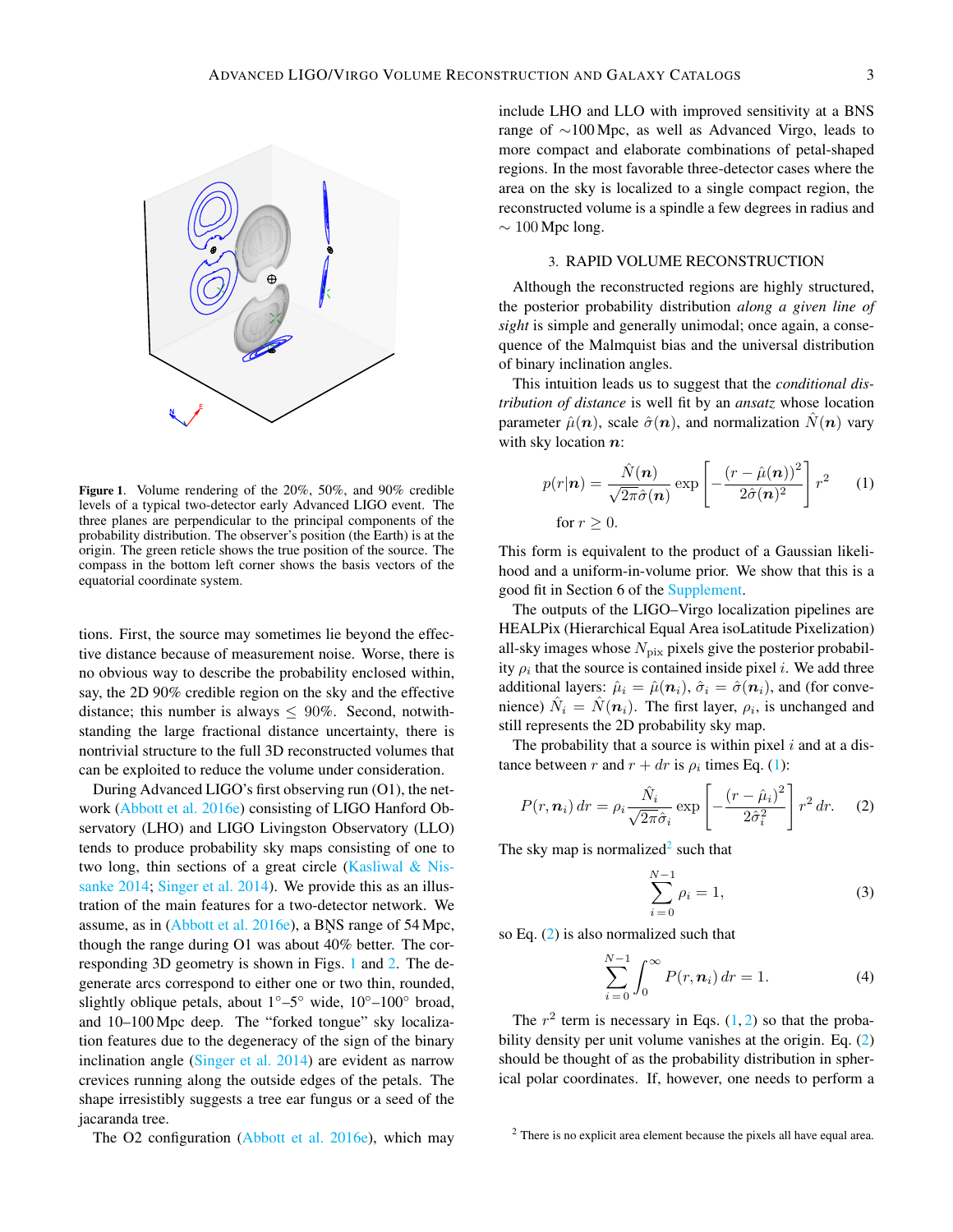Figure 1. Volume rendering of the 20%, 50%, and 90% credible levels of a typical two-detector early Advanced LIGO event. The three planes are perpendicular to the principal components of the probability distribution. The observer's position (the Earth) is at the origin. The green reticle shows the true position of the source. The compass in the bottom left corner shows the basis vectors of the equatorial coordinate system.

tions. First, the source may sometimes lie beyond the effective distance because of measurement noise. Worse, there is no obvious way to describe the probability enclosed within, say, the 2D 90% credible region on the sky and the effective distance; this number is always $\leq$ 90%. Second, notwithstanding the large fractional distance uncertainty, there is nontrivial structure to the full 3D reconstructed volumes that can be exploited to reduce the volume under consideration.

During Advanced LIGO's first observing run (O1), the network (Abbott et al. 2016e) consisting of LIGO Hanford Observatory (LHO) and LIGO Livingston Observatory (LLO) tends to produce probability sky maps consisting of one to two long, thin sections of a great circle (Kasliwal & Nissanke 2014; Singer et al. 2014). We provide this as an illustration of the main features for a two-detector network. We assume, as in (Abbott et al. 2016e), a BNS range of 54 Mpc, though the range during O1 was about 40% better. The corresponding 3D geometry is shown in Figs. 1 and 2. The degenerate arcs correspond to either one or two thin, rounded, slightly oblique petals, about 1°–5° wide, 10°–100° broad, and 10–100 Mpc deep. The "forked tongue" sky localization features due to the degeneracy of the sign of the binary inclination angle (Singer et al. 2014) are evident as narrow crevices running along the outside edges of the petals. The shape irresistibly suggests a tree ear fungus or a seed of the jacaranda tree.

The O2 configuration (Abbott et al. 2016e), which may include LHO and LLO with improved sensitivity at a BNS range of ∼100 Mpc, as well as Advanced Virgo, leads to more compact and elaborate combinations of petal-shaped regions. In the most favorable three-detector cases where the area on the sky is localized to a single compact region, the reconstructed volume is a spindle a few degrees in radius and ∼ 100 Mpc long.

## 3. RAPID VOLUME RECONSTRUCTION

Although the reconstructed regions are highly structured, the posterior probability distribution *along a given line of sight* is simple and generally unimodal; once again, a consequence of the Malmquist bias and the universal distribution of binary inclination angles.

This intuition leads us to suggest that the *conditional distribution of distance* is well fit by an *ansatz* whose location parameter $\hat{\mu}(\boldsymbol{n})$, scale $\hat{\sigma}(\boldsymbol{n})$, and normalization $\hat{N}(\boldsymbol{n})$ vary with sky location $\boldsymbol{n}$:

$$p(r|\boldsymbol{n}) = \frac{\hat{N}(\boldsymbol{n})}{\sqrt{2\pi}\hat{\sigma}(\boldsymbol{n})} \exp\left[-\frac{(r-\hat{\mu}(\boldsymbol{n}))^2}{2\hat{\sigma}(\boldsymbol{n})^2}\right] r^2 \quad (1)$$

$$\text{for } r \geq 0.$$

This form is equivalent to the product of a Gaussian likelihood and a uniform-in-volume prior. We show that this is a good fit in Section 6 of the Supplement.

The outputs of the LIGO–Virgo localization pipelines are HEALPix (Hierarchical Equal Area isoLatitude Pixelization) all-sky images whose $N_{\rm pix}$ pixels give the posterior probability $\rho_i$ that the source is contained inside pixel $i$. We add three additional layers: $\hat{\mu}_i = \hat{\mu}(\boldsymbol{n}_i)$, $\hat{\sigma}_i = \hat{\sigma}(\boldsymbol{n}_i)$, and (for convenience) $\hat{N}_i = \hat{N}(\boldsymbol{n}_i)$. The first layer, $\rho_i$, is unchanged and still represents the 2D probability sky map.

The probability that a source is within pixel $i$ and at a distance between $r$ and $r + dr$ is $\rho_i$ times Eq. (1):

$$P(r, \boldsymbol{n}_i)\,dr = \rho_i \frac{\hat{N}_i}{\sqrt{2\pi}\hat{\sigma}_i} \exp\left[-\frac{(r-\hat{\mu}_i)^2}{2\hat{\sigma}_i^2}\right] r^2\,dr. \quad (2)$$

The sky map is normalized[2] such that

$$\sum_{i=0}^{N-1} \rho_i = 1, \quad (3)$$

so Eq. (2) is also normalized such that

$$\sum_{i=0}^{N-1} \int_0^\infty P(r, \boldsymbol{n}_i)\,dr = 1. \quad (4)$$

The $r^2$ term is necessary in Eqs. (1, 2) so that the probability density per unit volume vanishes at the origin. Eq. (2) should be thought of as the probability distribution in spherical polar coordinates. If, however, one needs to perform a

[2] There is no explicit area element because the pixels all have equal area.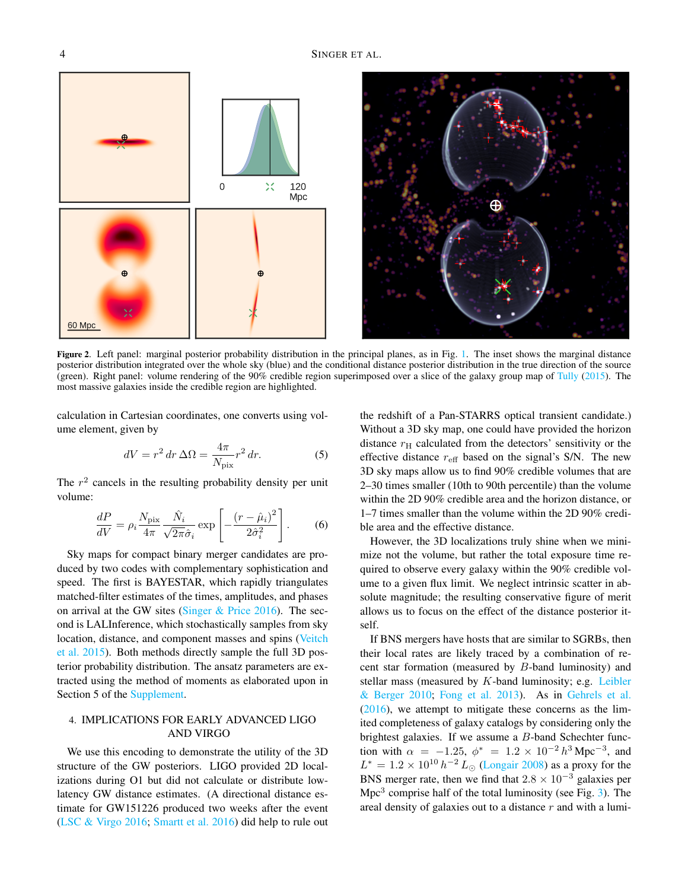**Figure 2.** Left panel: marginal posterior probability distribution in the principal planes, as in Fig. 1. The inset shows the marginal distance posterior distribution integrated over the whole sky (blue) and the conditional distance posterior distribution in the true direction of the source (green). Right panel: volume rendering of the 90% credible region superimposed over a slice of the galaxy group map of Tully (2015). The most massive galaxies inside the credible region are highlighted.

calculation in Cartesian coordinates, one converts using volume element, given by

$$dV = r^2\, dr\, \Delta\Omega = \frac{4\pi}{N_{\rm pix}} r^2\, dr. \tag{5}$$

The $r^2$ cancels in the resulting probability density per unit volume:

$$\frac{dP}{dV} = \rho_i \frac{N_{\rm pix}}{4\pi} \frac{\hat{N}_i}{\sqrt{2\pi}\hat{\sigma}_i} \exp\left[-\frac{(r-\hat{\mu}_i)^2}{2\hat{\sigma}_i^2}\right]. \tag{6}$$

Sky maps for compact binary merger candidates are produced by two codes with complementary sophistication and speed. The first is BAYESTAR, which rapidly triangulates matched-filter estimates of the times, amplitudes, and phases on arrival at the GW sites (Singer & Price 2016). The second is LALInference, which stochastically samples from sky location, distance, and component masses and spins (Veitch et al. 2015). Both methods directly sample the full 3D posterior probability distribution. The ansatz parameters are extracted using the method of moments as elaborated upon in Section 5 of the Supplement.

## 4. IMPLICATIONS FOR EARLY ADVANCED LIGO AND VIRGO

We use this encoding to demonstrate the utility of the 3D structure of the GW posteriors. LIGO provided 2D localizations during O1 but did not calculate or distribute low-latency GW distance estimates. (A directional distance estimate for GW151226 produced two weeks after the event (LSC & Virgo 2016; Smartt et al. 2016) did help to rule out the redshift of a Pan-STARRS optical transient candidate.) Without a 3D sky map, one could have provided the horizon distance $r_{\rm H}$ calculated from the detectors' sensitivity or the effective distance $r_{\rm eff}$ based on the signal's S/N. The new 3D sky maps allow us to find 90% credible volumes that are 2–30 times smaller (10th to 90th percentile) than the volume within the 2D 90% credible area and the horizon distance, or 1–7 times smaller than the volume within the 2D 90% credible area and the effective distance.

However, the 3D localizations truly shine when we minimize not the volume, but rather the total exposure time required to observe every galaxy within the 90% credible volume to a given flux limit. We neglect intrinsic scatter in absolute magnitude; the resulting conservative figure of merit allows us to focus on the effect of the distance posterior itself.

If BNS mergers have hosts that are similar to SGRBs, then their local rates are likely traced by a combination of recent star formation (measured by $B$-band luminosity) and stellar mass (measured by $K$-band luminosity; e.g. Leibler & Berger 2010; Fong et al. 2013). As in Gehrels et al. (2016), we attempt to mitigate these concerns as the limited completeness of galaxy catalogs by considering only the brightest galaxies. If we assume a $B$-band Schechter function with $\alpha = -1.25$, $\phi^* = 1.2 \times 10^{-2}\, h^3\, {\rm Mpc}^{-3}$, and $L^* = 1.2 \times 10^{10}\, h^{-2}\, L_\odot$ (Longair 2008) as a proxy for the BNS merger rate, then we find that $2.8 \times 10^{-3}$ galaxies per ${\rm Mpc}^3$ comprise half of the total luminosity (see Fig. 3). The areal density of galaxies out to a distance $r$ and with a lumi-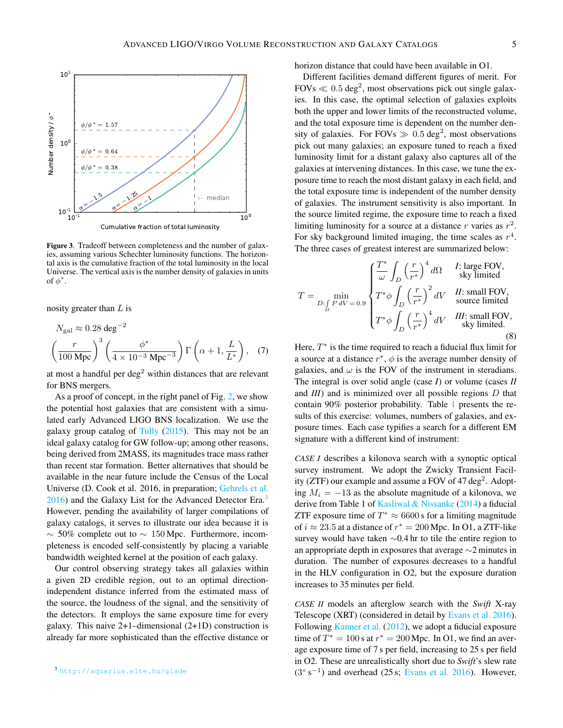**Figure 3.** Tradeoff between completeness and the number of galaxies, assuming various Schechter luminosity functions. The horizontal axis is the cumulative fraction of the total luminosity in the local Universe. The vertical axis is the number density of galaxies in units of $\phi^*$.

nosity greater than $L$ is

$$N_{\rm gal} \approx 0.28\ \mathrm{deg}^{-2} \left(\frac{r}{100\ \mathrm{Mpc}}\right)^3 \left(\frac{\phi^*}{4\times10^{-3}\ \mathrm{Mpc}^{-3}}\right) \Gamma\left(\alpha+1, \frac{L}{L^*}\right), \quad (7)$$

at most a handful per deg$^2$ within distances that are relevant for BNS mergers.

As a proof of concept, in the right panel of Fig. 2, we show the potential host galaxies that are consistent with a simulated early Advanced LIGO BNS localization. We use the galaxy group catalog of Tully (2015). This may not be an ideal galaxy catalog for GW follow-up; among other reasons, being derived from 2MASS, its magnitudes trace mass rather than recent star formation. Better alternatives that should be available in the near future include the Census of the Local Universe (D. Cook et al. 2016, in preparation; Gehrels et al. 2016) and the Galaxy List for the Advanced Detector Era.[3] However, pending the availability of larger compilations of galaxy catalogs, it serves to illustrate our idea because it is $\sim$ 50% complete out to $\sim$ 150 Mpc. Furthermore, incompleteness is encoded self-consistently by placing a variable bandwidth weighted kernel at the position of each galaxy.

Our control observing strategy takes all galaxies within a given 2D credible region, out to an optimal direction-independent distance inferred from the estimated mass of the source, the loudness of the signal, and the sensitivity of the detectors. It employs the same exposure time for every galaxy. This naive 2+1–dimensional (2+1D) construction is already far more sophisticated than the effective distance or horizon distance that could have been available in O1.

Different facilities demand different figures of merit. For FOVs $\ll 0.5$ deg$^2$, most observations pick out single galaxies. In this case, the optimal selection of galaxies exploits both the upper and lower limits of the reconstructed volume, and the total exposure time is dependent on the number density of galaxies. For FOVs $\gg 0.5$ deg$^2$, most observations pick out many galaxies; an exposure tuned to reach a fixed luminosity limit for a distant galaxy also captures all of the galaxies at intervening distances. In this case, we tune the exposure time to reach the most distant galaxy in each field, and the total exposure time is independent of the number density of galaxies. The instrument sensitivity is also important. In the source limited regime, the exposure time to reach a fixed limiting luminosity for a source at a distance $r$ varies as $r^2$. For sky background limited imaging, the time scales as $r^4$. The three cases of greatest interest are summarized below:

$$T = \min_{D:\int_D P\,dV = 0.9} \begin{cases} \dfrac{T^*}{\omega}\displaystyle\int_D \left(\frac{r}{r^*}\right)^4 d\Omega & \textit{I}\text{: large FOV, sky limited} \\ T^*\phi\displaystyle\int_D \left(\frac{r}{r^*}\right)^2 dV & \textit{II}\text{: small FOV, source limited} \\ T^*\phi\displaystyle\int_D \left(\frac{r}{r^*}\right)^4 dV & \textit{III}\text{: small FOV, sky limited.} \end{cases} \quad (8)$$

Here, $T^*$ is the time required to reach a fiducial flux limit for a source at a distance $r^*$, $\phi$ is the average number density of galaxies, and $\omega$ is the FOV of the instrument in steradians. The integral is over solid angle (case *I*) or volume (cases *II* and *III*) and is minimized over all possible regions $D$ that contain 90% posterior probability. Table 1 presents the results of this exercise: volumes, numbers of galaxies, and exposure times. Each case typifies a search for a different EM signature with a different kind of instrument:

*CASE I* describes a kilonova search with a synoptic optical survey instrument. We adopt the Zwicky Transient Facility (ZTF) our example and assume a FOV of 47 deg$^2$. Adopting $M_i = -13$ as the absolute magnitude of a kilonova, we derive from Table 1 of Kasliwal & Nissanke (2014) a fiducial ZTF exposure time of $T^* \approx 6600$ s for a limiting magnitude of $i \approx 23.5$ at a distance of $r^* = 200$ Mpc. In O1, a ZTF-like survey would have taken $\sim$0.4 hr to tile the entire region to an appropriate depth in exposures that average $\sim$2 minutes in duration. The number of exposures decreases to a handful in the HLV configuration in O2, but the exposure duration increases to 35 minutes per field.

*CASE II* models an afterglow search with the *Swift* X-ray Telescope (XRT) (considered in detail by Evans et al. 2016). Following Kanner et al. (2012), we adopt a fiducial exposure time of $T^* = 100$ s at $r^* = 200$ Mpc. In O1, we find an average exposure time of 7 s per field, increasing to 25 s per field in O2. These are unrealistically short due to *Swift*'s slew rate ($3^\circ$ s$^{-1}$) and overhead (25 s; Evans et al. 2016). However,

[3] http://aquarius.elte.hu/glade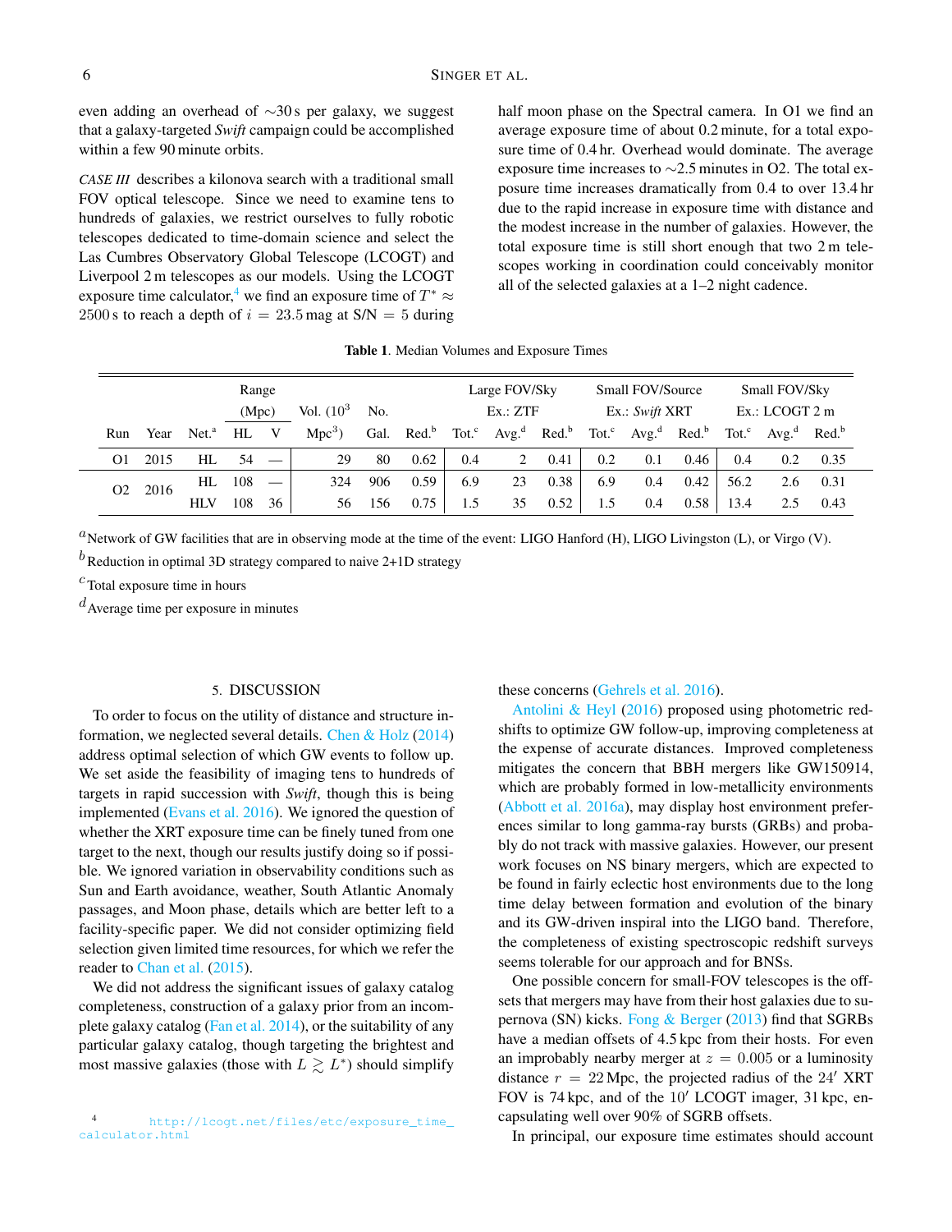even adding an overhead of ∼30 s per galaxy, we suggest that a galaxy-targeted *Swift* campaign could be accomplished within a few 90 minute orbits.

*CASE III* describes a kilonova search with a traditional small FOV optical telescope. Since we need to examine tens to hundreds of galaxies, we restrict ourselves to fully robotic telescopes dedicated to time-domain science and select the Las Cumbres Observatory Global Telescope (LCOGT) and Liverpool 2 m telescopes as our models. Using the LCOGT exposure time calculator,[4] we find an exposure time of $T^* \approx 2500$ s to reach a depth of $i = 23.5$ mag at S/N = 5 during half moon phase on the Spectral camera. In O1 we find an average exposure time of about 0.2 minute, for a total exposure time of 0.4 hr. Overhead would dominate. The average exposure time increases to ∼2.5 minutes in O2. The total exposure time increases dramatically from 0.4 to over 13.4 hr due to the rapid increase in exposure time with distance and the modest increase in the number of galaxies. However, the total exposure time is still short enough that two 2 m telescopes working in coordination could conceivably monitor all of the selected galaxies at a 1–2 night cadence.

**Table 1**. Median Volumes and Exposure Times

| | | | Range (Mpc) | | Vol. ($10^3$ | No. | | Large FOV/Sky Ex.: ZTF | | | Small FOV/Source Ex.: *Swift* XRT | | | Small FOV/Sky Ex.: LCOGT 2 m | | |
|---|---|---|---|---|---|---|---|---|---|---|---|---|---|---|---|---|
| Run | Year | Net.[a] | HL | V | $\mathrm{Mpc}^3$) | Gal. | Red.[b] | Tot.[c] | Avg.[d] | Red.[b] | Tot.[c] | Avg.[d] | Red.[b] | Tot.[c] | Avg.[d] | Red.[b] |
| O1 | 2015 | HL | 54 | — | 29 | 80 | 0.62 | 0.4 | 2 | 0.41 | 0.2 | 0.1 | 0.46 | 0.4 | 0.2 | 0.35 |
| O2 | 2016 | HL | 108 | — | 324 | 906 | 0.59 | 6.9 | 23 | 0.38 | 6.9 | 0.4 | 0.42 | 56.2 | 2.6 | 0.31 |
| | | HLV | 108 | 36 | 56 | 156 | 0.75 | 1.5 | 35 | 0.52 | 1.5 | 0.4 | 0.58 | 13.4 | 2.5 | 0.43 |

[a] Network of GW facilities that are in observing mode at the time of the event: LIGO Hanford (H), LIGO Livingston (L), or Virgo (V).

[b] Reduction in optimal 3D strategy compared to naive 2+1D strategy

[c] Total exposure time in hours

[d] Average time per exposure in minutes

## 5. DISCUSSION

To order to focus on the utility of distance and structure information, we neglected several details. Chen & Holz (2014) address optimal selection of which GW events to follow up. We set aside the feasibility of imaging tens to hundreds of targets in rapid succession with *Swift*, though this is being implemented (Evans et al. 2016). We ignored the question of whether the XRT exposure time can be finely tuned from one target to the next, though our results justify doing so if possible. We ignored variation in observability conditions such as Sun and Earth avoidance, weather, South Atlantic Anomaly passages, and Moon phase, details which are better left to a facility-specific paper. We did not consider optimizing field selection given limited time resources, for which we refer the reader to Chan et al. (2015).

We did not address the significant issues of galaxy catalog completeness, construction of a galaxy prior from an incomplete galaxy catalog (Fan et al. 2014), or the suitability of any particular galaxy catalog, though targeting the brightest and most massive galaxies (those with $L \gtrsim L^*$) should simplify these concerns (Gehrels et al. 2016).

Antolini & Heyl (2016) proposed using photometric redshifts to optimize GW follow-up, improving completeness at the expense of accurate distances. Improved completeness mitigates the concern that BBH mergers like GW150914, which are probably formed in low-metallicity environments (Abbott et al. 2016a), may display host environment preferences similar to long gamma-ray bursts (GRBs) and probably do not track with massive galaxies. However, our present work focuses on NS binary mergers, which are expected to be found in fairly eclectic host environments due to the long time delay between formation and evolution of the binary and its GW-driven inspiral into the LIGO band. Therefore, the completeness of existing spectroscopic redshift surveys seems tolerable for our approach and for BNSs.

One possible concern for small-FOV telescopes is the offsets that mergers may have from their host galaxies due to supernova (SN) kicks. Fong & Berger (2013) find that SGRBs have a median offsets of 4.5 kpc from their hosts. For even an improbably nearby merger at $z = 0.005$ or a luminosity distance $r = 22$ Mpc, the projected radius of the $24'$ XRT FOV is 74 kpc, and of the $10'$ LCOGT imager, 31 kpc, encapsulating well over 90% of SGRB offsets.

In principal, our exposure time estimates should account

[4] http://lcogt.net/files/etc/exposure_time_calculator.html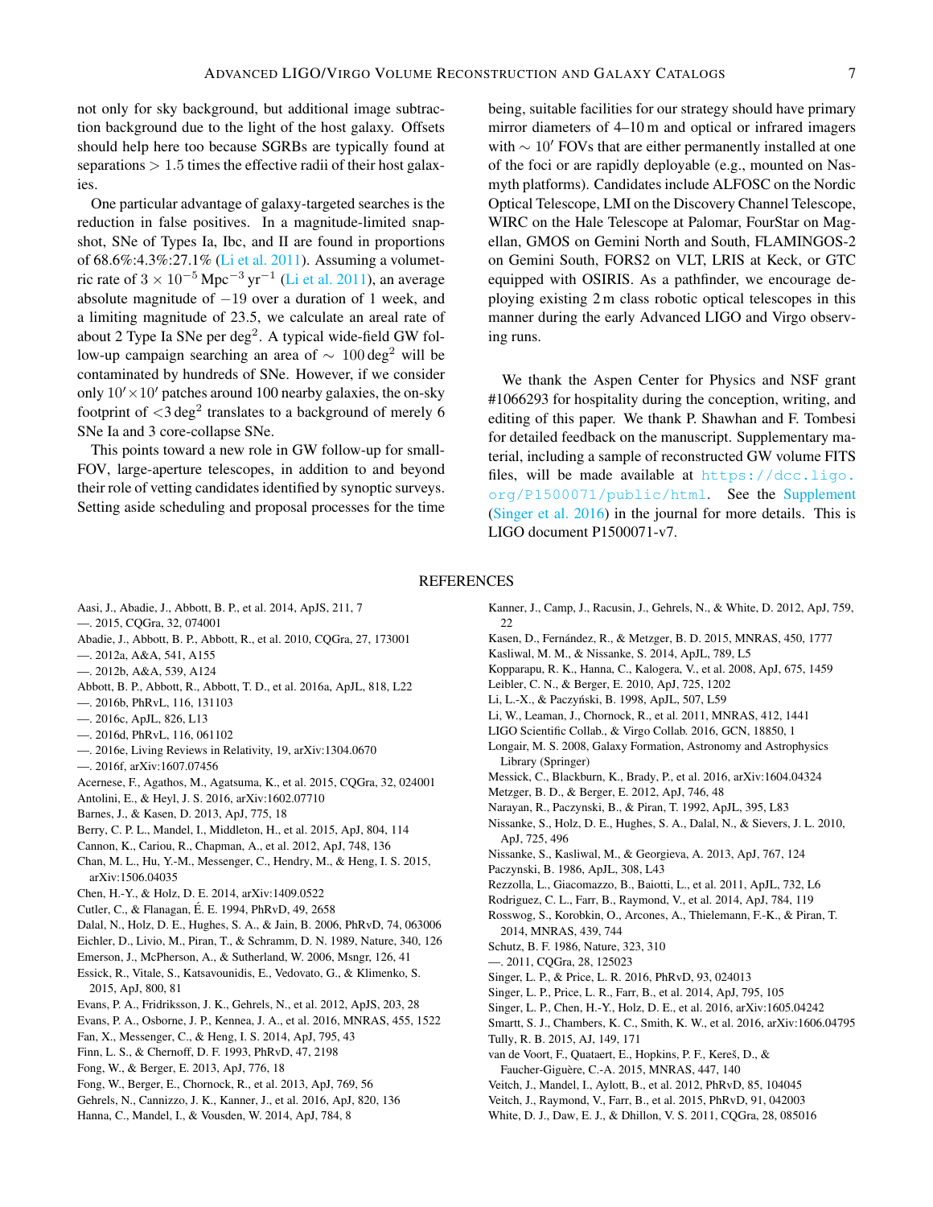not only for sky background, but additional image subtraction background due to the light of the host galaxy. Offsets should help here too because SGRBs are typically found at separations $> 1.5$ times the effective radii of their host galaxies.

One particular advantage of galaxy-targeted searches is the reduction in false positives. In a magnitude-limited snapshot, SNe of Types Ia, Ibc, and II are found in proportions of 68.6%:4.3%:27.1% (Li et al. 2011). Assuming a volumetric rate of $3 \times 10^{-5}\,\mathrm{Mpc}^{-3}\,\mathrm{yr}^{-1}$ (Li et al. 2011), an average absolute magnitude of $-19$ over a duration of 1 week, and a limiting magnitude of 23.5, we calculate an areal rate of about 2 Type Ia SNe per $\mathrm{deg}^2$. A typical wide-field GW follow-up campaign searching an area of $\sim 100\,\mathrm{deg}^2$ will be contaminated by hundreds of SNe. However, if we consider only $10' \times 10'$ patches around 100 nearby galaxies, the on-sky footprint of $<3\,\mathrm{deg}^2$ translates to a background of merely 6 SNe Ia and 3 core-collapse SNe.

This points toward a new role in GW follow-up for small-FOV, large-aperture telescopes, in addition to and beyond their role of vetting candidates identified by synoptic surveys. Setting aside scheduling and proposal processes for the time being, suitable facilities for our strategy should have primary mirror diameters of 4–10 m and optical or infrared imagers with $\sim 10'$ FOVs that are either permanently installed at one of the foci or are rapidly deployable (e.g., mounted on Nasmyth platforms). Candidates include ALFOSC on the Nordic Optical Telescope, LMI on the Discovery Channel Telescope, WIRC on the Hale Telescope at Palomar, FourStar on Magellan, GMOS on Gemini North and South, FLAMINGOS-2 on Gemini South, FORS2 on VLT, LRIS at Keck, or GTC equipped with OSIRIS. As a pathfinder, we encourage deploying existing 2 m class robotic optical telescopes in this manner during the early Advanced LIGO and Virgo observing runs.

We thank the Aspen Center for Physics and NSF grant #1066293 for hospitality during the conception, writing, and editing of this paper. We thank P. Shawhan and F. Tombesi for detailed feedback on the manuscript. Supplementary material, including a sample of reconstructed GW volume FITS files, will be made available at https://dcc.ligo.org/P1500071/public/html. See the Supplement (Singer et al. 2016) in the journal for more details. This is LIGO document P1500071-v7.

## REFERENCES

Aasi, J., Abadie, J., Abbott, B. P., et al. 2014, ApJS, 211, 7
—. 2015, CQGra, 32, 074001
Abadie, J., Abbott, B. P., Abbott, R., et al. 2010, CQGra, 27, 173001
—. 2012a, A&A, 541, A155
—. 2012b, A&A, 539, A124
Abbott, B. P., Abbott, R., Abbott, T. D., et al. 2016a, ApJL, 818, L22
—. 2016b, PhRvL, 116, 131103
—. 2016c, ApJL, 826, L13
—. 2016d, PhRvL, 116, 061102
—. 2016e, Living Reviews in Relativity, 19, arXiv:1304.0670
—. 2016f, arXiv:1607.07456
Acernese, F., Agathos, M., Agatsuma, K., et al. 2015, CQGra, 32, 024001
Antolini, E., & Heyl, J. S. 2016, arXiv:1602.07710
Barnes, J., & Kasen, D. 2013, ApJ, 775, 18
Berry, C. P. L., Mandel, I., Middleton, H., et al. 2015, ApJ, 804, 114
Cannon, K., Cariou, R., Chapman, A., et al. 2012, ApJ, 748, 136
Chan, M. L., Hu, Y.-M., Messenger, C., Hendry, M., & Heng, I. S. 2015, arXiv:1506.04035
Chen, H.-Y., & Holz, D. E. 2014, arXiv:1409.0522
Cutler, C., & Flanagan, É. E. 1994, PhRvD, 49, 2658
Dalal, N., Holz, D. E., Hughes, S. A., & Jain, B. 2006, PhRvD, 74, 063006
Eichler, D., Livio, M., Piran, T., & Schramm, D. N. 1989, Nature, 340, 126
Emerson, J., McPherson, A., & Sutherland, W. 2006, Msngr, 126, 41
Essick, R., Vitale, S., Katsavounidis, E., Vedovato, G., & Klimenko, S. 2015, ApJ, 800, 81
Evans, P. A., Fridriksson, J. K., Gehrels, N., et al. 2012, ApJS, 203, 28
Evans, P. A., Osborne, J. P., Kennea, J. A., et al. 2016, MNRAS, 455, 1522
Fan, X., Messenger, C., & Heng, I. S. 2014, ApJ, 795, 43
Finn, L. S., & Chernoff, D. F. 1993, PhRvD, 47, 2198
Fong, W., & Berger, E. 2013, ApJ, 776, 18
Fong, W., Berger, E., Chornock, R., et al. 2013, ApJ, 769, 56
Gehrels, N., Cannizzo, J. K., Kanner, J., et al. 2016, ApJ, 820, 136
Hanna, C., Mandel, I., & Vousden, W. 2014, ApJ, 784, 8
Kanner, J., Camp, J., Racusin, J., Gehrels, N., & White, D. 2012, ApJ, 759, 22
Kasen, D., Fernández, R., & Metzger, B. D. 2015, MNRAS, 450, 1777
Kasliwal, M. M., & Nissanke, S. 2014, ApJL, 789, L5
Kopparapu, R. K., Hanna, C., Kalogera, V., et al. 2008, ApJ, 675, 1459
Leibler, C. N., & Berger, E. 2010, ApJ, 725, 1202
Li, L.-X., & Paczyński, B. 1998, ApJL, 507, L59
Li, W., Leaman, J., Chornock, R., et al. 2011, MNRAS, 412, 1441
LIGO Scientific Collab., & Virgo Collab. 2016, GCN, 18850, 1
Longair, M. S. 2008, Galaxy Formation, Astronomy and Astrophysics Library (Springer)
Messick, C., Blackburn, K., Brady, P., et al. 2016, arXiv:1604.04324
Metzger, B. D., & Berger, E. 2012, ApJ, 746, 48
Narayan, R., Paczynski, B., & Piran, T. 1992, ApJL, 395, L83
Nissanke, S., Holz, D. E., Hughes, S. A., Dalal, N., & Sievers, J. L. 2010, ApJ, 725, 496
Nissanke, S., Kasliwal, M., & Georgieva, A. 2013, ApJ, 767, 124
Paczynski, B. 1986, ApJL, 308, L43
Rezzolla, L., Giacomazzo, B., Baiotti, L., et al. 2011, ApJL, 732, L6
Rodriguez, C. L., Farr, B., Raymond, V., et al. 2014, ApJ, 784, 119
Rosswog, S., Korobkin, O., Arcones, A., Thielemann, F.-K., & Piran, T. 2014, MNRAS, 439, 744
Schutz, B. F. 1986, Nature, 323, 310
—. 2011, CQGra, 28, 125023
Singer, L. P., & Price, L. R. 2016, PhRvD, 93, 024013
Singer, L. P., Price, L. R., Farr, B., et al. 2014, ApJ, 795, 105
Singer, L. P., Chen, H.-Y., Holz, D. E., et al. 2016, arXiv:1605.04242
Smartt, S. J., Chambers, K. C., Smith, K. W., et al. 2016, arXiv:1606.04795
Tully, R. B. 2015, AJ, 149, 171
van de Voort, F., Quataert, E., Hopkins, P. F., Kereš, D., & Faucher-Giguère, C.-A. 2015, MNRAS, 447, 140
Veitch, J., Mandel, I., Aylott, B., et al. 2012, PhRvD, 85, 104045
Veitch, J., Raymond, V., Farr, B., et al. 2015, PhRvD, 91, 042003
White, D. J., Daw, E. J., & Dhillon, V. S. 2011, CQGra, 28, 085016